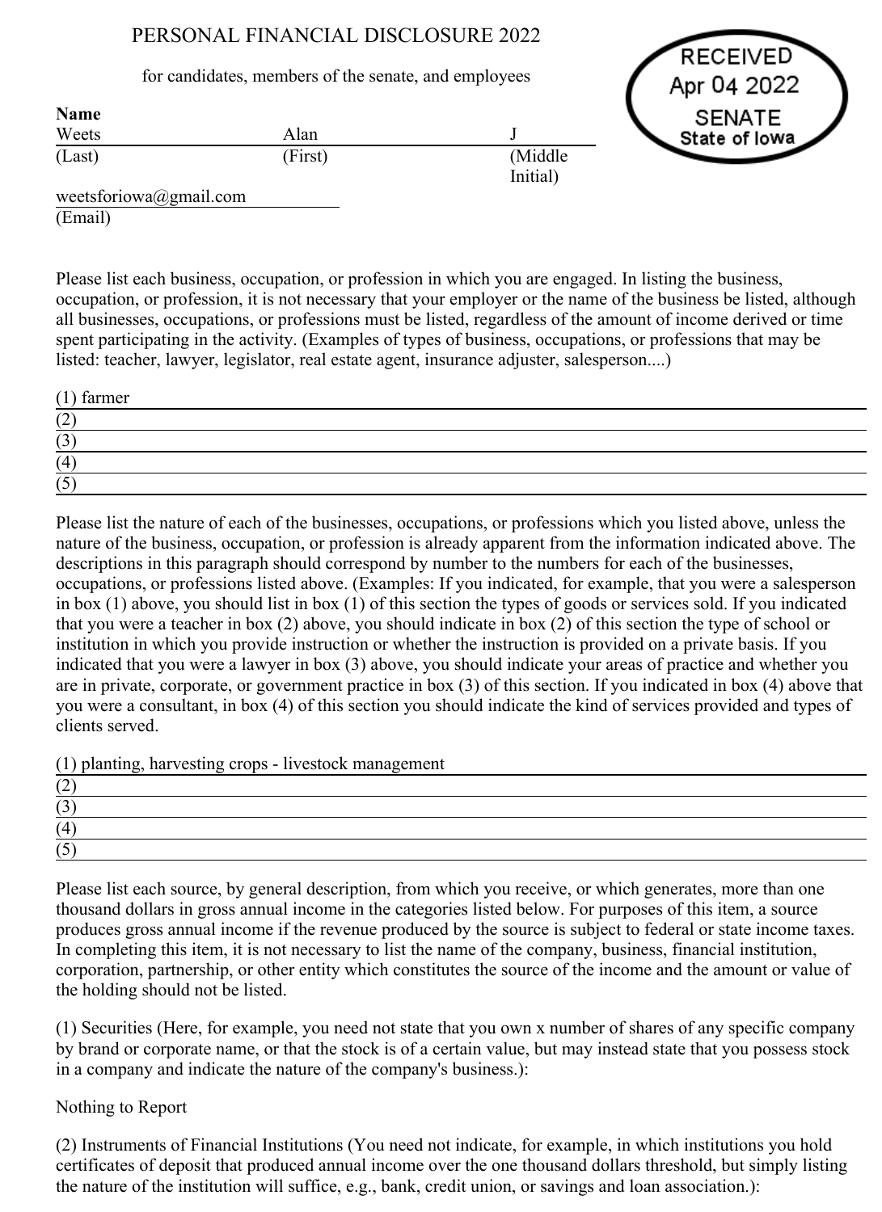# PERSONAL FINANCIAL DISCLOSURE 2022

for candidates, members of the senate, and employees

RECEIVED
Apr 04 2022
SENATE
State of Iowa

**Name**

| Weets | Alan | J |
|---|---|---|
| (Last) | (First) | (Middle Initial) |

weetsforiowa@gmail.com
(Email)

Please list each business, occupation, or profession in which you are engaged. In listing the business, occupation, or profession, it is not necessary that your employer or the name of the business be listed, although all businesses, occupations, or professions must be listed, regardless of the amount of income derived or time spent participating in the activity. (Examples of types of business, occupations, or professions that may be listed: teacher, lawyer, legislator, real estate agent, insurance adjuster, salesperson....)

(1) farmer
(2)
(3)
(4)
(5)

Please list the nature of each of the businesses, occupations, or professions which you listed above, unless the nature of the business, occupation, or profession is already apparent from the information indicated above. The descriptions in this paragraph should correspond by number to the numbers for each of the businesses, occupations, or professions listed above. (Examples: If you indicated, for example, that you were a salesperson in box (1) above, you should list in box (1) of this section the types of goods or services sold. If you indicated that you were a teacher in box (2) above, you should indicate in box (2) of this section the type of school or institution in which you provide instruction or whether the instruction is provided on a private basis. If you indicated that you were a lawyer in box (3) above, you should indicate your areas of practice and whether you are in private, corporate, or government practice in box (3) of this section. If you indicated in box (4) above that you were a consultant, in box (4) of this section you should indicate the kind of services provided and types of clients served.

(1) planting, harvesting crops - livestock management
(2)
(3)
(4)
(5)

Please list each source, by general description, from which you receive, or which generates, more than one thousand dollars in gross annual income in the categories listed below. For purposes of this item, a source produces gross annual income if the revenue produced by the source is subject to federal or state income taxes. In completing this item, it is not necessary to list the name of the company, business, financial institution, corporation, partnership, or other entity which constitutes the source of the income and the amount or value of the holding should not be listed.

(1) Securities (Here, for example, you need not state that you own x number of shares of any specific company by brand or corporate name, or that the stock is of a certain value, but may instead state that you possess stock in a company and indicate the nature of the company's business.):

Nothing to Report

(2) Instruments of Financial Institutions (You need not indicate, for example, in which institutions you hold certificates of deposit that produced annual income over the one thousand dollars threshold, but simply listing the nature of the institution will suffice, e.g., bank, credit union, or savings and loan association.):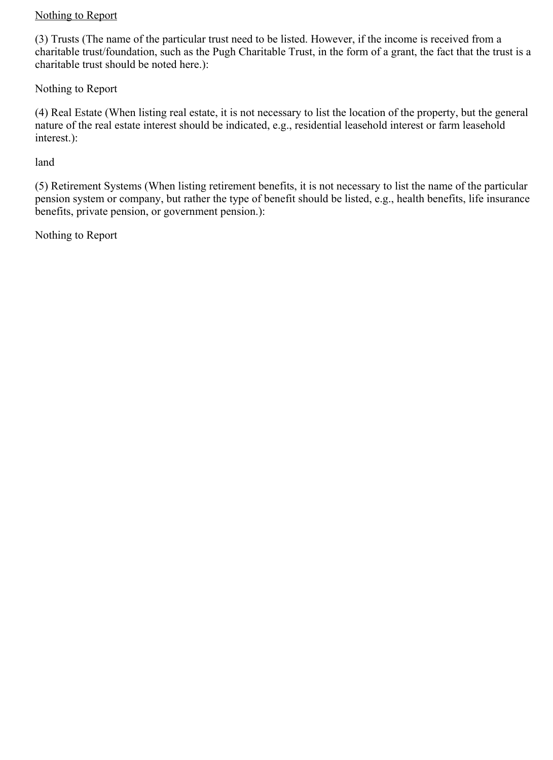<u>Nothing to Report</u>

(3) Trusts (The name of the particular trust need to be listed. However, if the income is received from a charitable trust/foundation, such as the Pugh Charitable Trust, in the form of a grant, the fact that the trust is a charitable trust should be noted here.):

Nothing to Report

(4) Real Estate (When listing real estate, it is not necessary to list the location of the property, but the general nature of the real estate interest should be indicated, e.g., residential leasehold interest or farm leasehold interest.):

land

(5) Retirement Systems (When listing retirement benefits, it is not necessary to list the name of the particular pension system or company, but rather the type of benefit should be listed, e.g., health benefits, life insurance benefits, private pension, or government pension.):

Nothing to Report